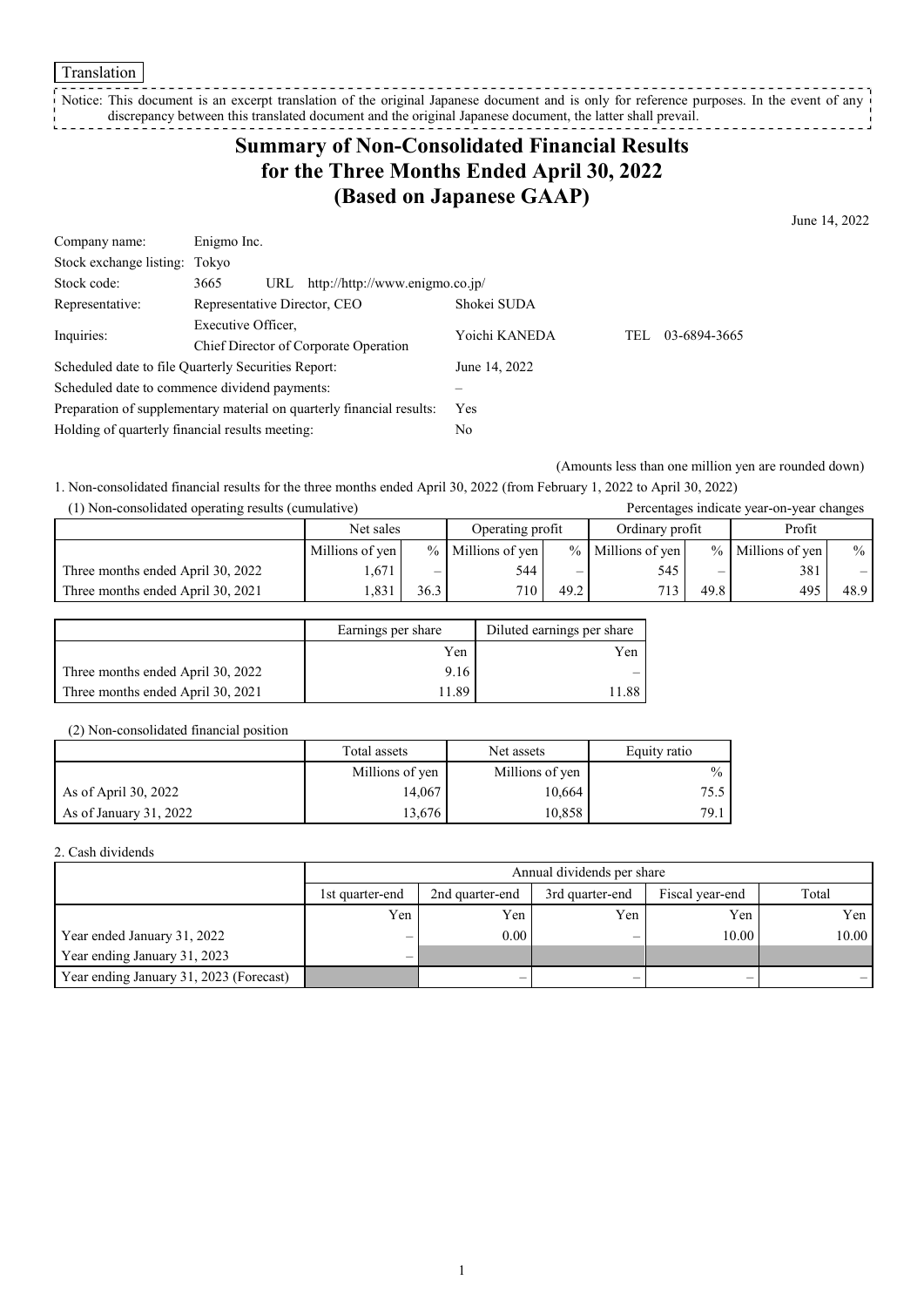Translation

Notice: This document is an excerpt translation of the original Japanese document and is only for reference purposes. In the event of any discrepancy between this translated document and the original Japanese document, the latter shall prevail.

# Summary of Non-Consolidated Financial Results for the Three Months Ended April 30, 2022 (Based on Japanese GAAP)

June 14, 2022

| | | | |
|---|---|---|---|
| Company name: | Enigmo Inc. | | |
| Stock exchange listing: | Tokyo | | |
| Stock code: | 3665 URL http://http://www.enigmo.co.jp/ | | |
| Representative: | Representative Director, CEO | Shokei SUDA | |
| Inquiries: | Executive Officer, Chief Director of Corporate Operation | Yoichi KANEDA | TEL 03-6894-3665 |
| Scheduled date to file Quarterly Securities Report: | | June 14, 2022 | |
| Scheduled date to commence dividend payments: | | – | |
| Preparation of supplementary material on quarterly financial results: | | Yes | |
| Holding of quarterly financial results meeting: | | No | |

(Amounts less than one million yen are rounded down)

1. Non-consolidated financial results for the three months ended April 30, 2022 (from February 1, 2022 to April 30, 2022)

(1) Non-consolidated operating results (cumulative)

Percentages indicate year-on-year changes

| | Net sales | | Operating profit | | Ordinary profit | | Profit | |
|---|---|---|---|---|---|---|---|---|
| | Millions of yen | % | Millions of yen | % | Millions of yen | % | Millions of yen | % |
| Three months ended April 30, 2022 | 1,671 | – | 544 | – | 545 | – | 381 | – |
| Three months ended April 30, 2021 | 1,831 | 36.3 | 710 | 49.2 | 713 | 49.8 | 495 | 48.9 |

| | Earnings per share | Diluted earnings per share |
|---|---|---|
| | Yen | Yen |
| Three months ended April 30, 2022 | 9.16 | – |
| Three months ended April 30, 2021 | 11.89 | 11.88 |

(2) Non-consolidated financial position

| | Total assets | Net assets | Equity ratio |
|---|---|---|---|
| | Millions of yen | Millions of yen | % |
| As of April 30, 2022 | 14,067 | 10,664 | 75.5 |
| As of January 31, 2022 | 13,676 | 10,858 | 79.1 |

2. Cash dividends

| | Annual dividends per share | | | | |
|---|---|---|---|---|---|
| | 1st quarter-end | 2nd quarter-end | 3rd quarter-end | Fiscal year-end | Total |
| | Yen | Yen | Yen | Yen | Yen |
| Year ended January 31, 2022 | – | 0.00 | – | 10.00 | 10.00 |
| Year ending January 31, 2023 | – | | | | |
| Year ending January 31, 2023 (Forecast) | | – | – | – | – |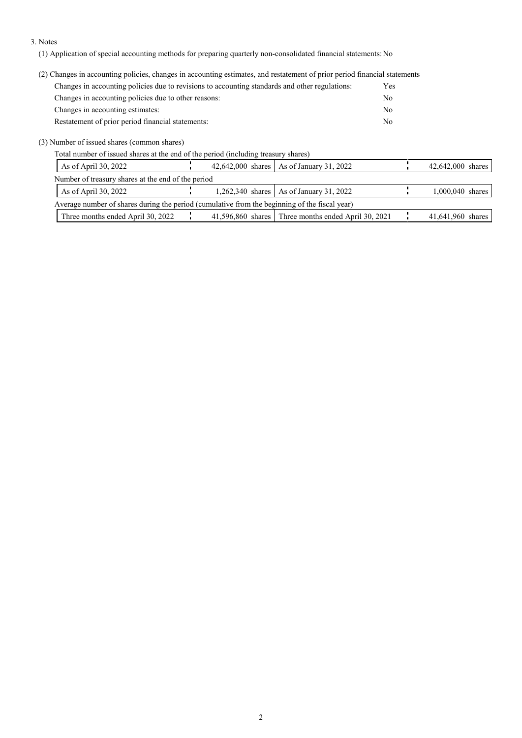3. Notes

(1) Application of special accounting methods for preparing quarterly non-consolidated financial statements: No

(2) Changes in accounting policies, changes in accounting estimates, and restatement of prior period financial statements

| | |
|---|---|
| Changes in accounting policies due to revisions to accounting standards and other regulations: | Yes |
| Changes in accounting policies due to other reasons: | No |
| Changes in accounting estimates: | No |
| Restatement of prior period financial statements: | No |

(3) Number of issued shares (common shares)

Total number of issued shares at the end of the period (including treasury shares)

| | | | |
|---|---|---|---|
| As of April 30, 2022 | 42,642,000 shares | As of January 31, 2022 | 42,642,000 shares |

Number of treasury shares at the end of the period

| | | | |
|---|---|---|---|
| As of April 30, 2022 | 1,262,340 shares | As of January 31, 2022 | 1,000,040 shares |

Average number of shares during the period (cumulative from the beginning of the fiscal year)

| | | | |
|---|---|---|---|
| Three months ended April 30, 2022 | 41,596,860 shares | Three months ended April 30, 2021 | 41,641,960 shares |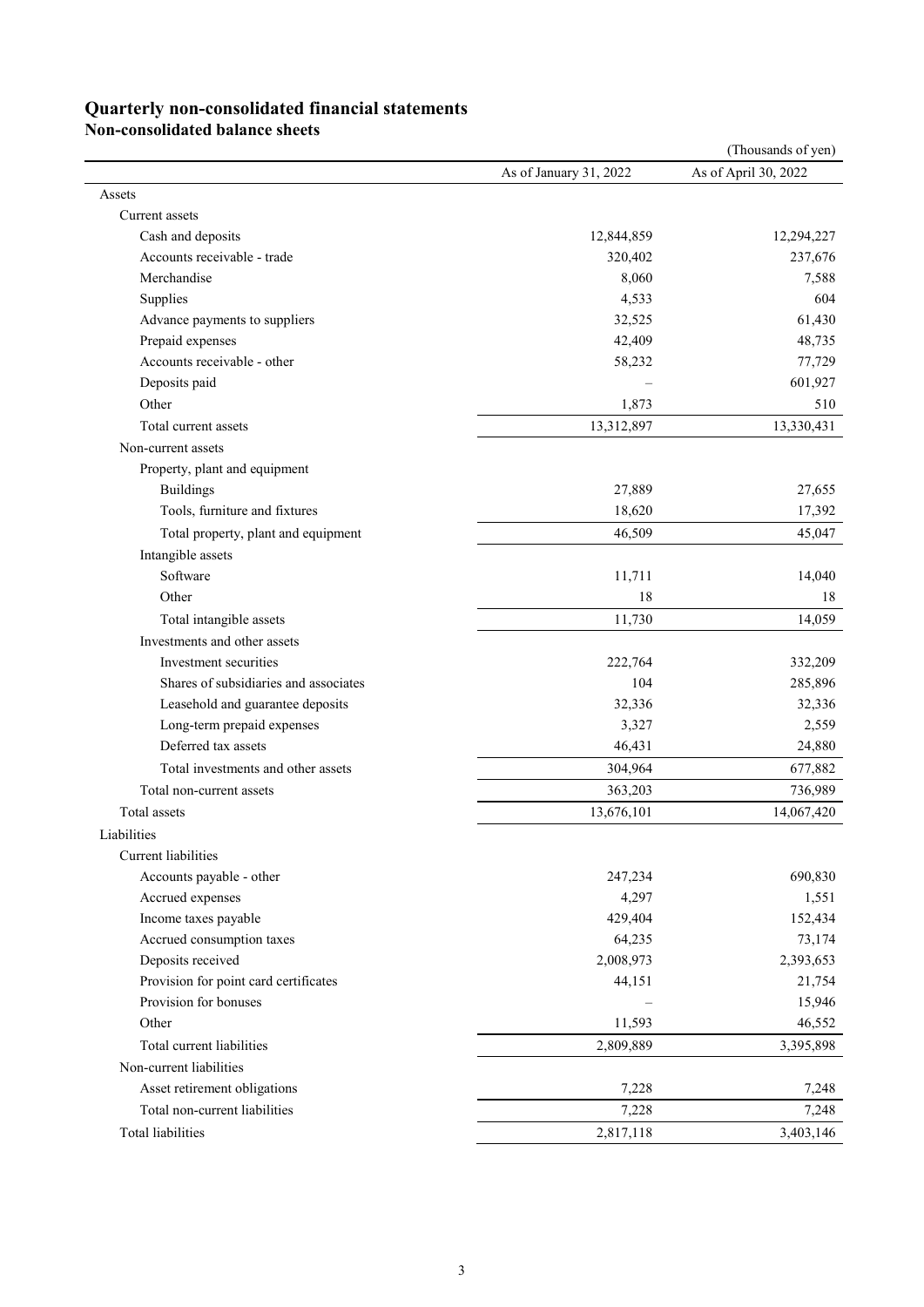# Quarterly non-consolidated financial statements

## Non-consolidated balance sheets

(Thousands of yen)

| | As of January 31, 2022 | As of April 30, 2022 |
|---|---|---|
| Assets | | |
| Current assets | | |
| Cash and deposits | 12,844,859 | 12,294,227 |
| Accounts receivable - trade | 320,402 | 237,676 |
| Merchandise | 8,060 | 7,588 |
| Supplies | 4,533 | 604 |
| Advance payments to suppliers | 32,525 | 61,430 |
| Prepaid expenses | 42,409 | 48,735 |
| Accounts receivable - other | 58,232 | 77,729 |
| Deposits paid | – | 601,927 |
| Other | 1,873 | 510 |
| Total current assets | 13,312,897 | 13,330,431 |
| Non-current assets | | |
| Property, plant and equipment | | |
| Buildings | 27,889 | 27,655 |
| Tools, furniture and fixtures | 18,620 | 17,392 |
| Total property, plant and equipment | 46,509 | 45,047 |
| Intangible assets | | |
| Software | 11,711 | 14,040 |
| Other | 18 | 18 |
| Total intangible assets | 11,730 | 14,059 |
| Investments and other assets | | |
| Investment securities | 222,764 | 332,209 |
| Shares of subsidiaries and associates | 104 | 285,896 |
| Leasehold and guarantee deposits | 32,336 | 32,336 |
| Long-term prepaid expenses | 3,327 | 2,559 |
| Deferred tax assets | 46,431 | 24,880 |
| Total investments and other assets | 304,964 | 677,882 |
| Total non-current assets | 363,203 | 736,989 |
| Total assets | 13,676,101 | 14,067,420 |
| Liabilities | | |
| Current liabilities | | |
| Accounts payable - other | 247,234 | 690,830 |
| Accrued expenses | 4,297 | 1,551 |
| Income taxes payable | 429,404 | 152,434 |
| Accrued consumption taxes | 64,235 | 73,174 |
| Deposits received | 2,008,973 | 2,393,653 |
| Provision for point card certificates | 44,151 | 21,754 |
| Provision for bonuses | – | 15,946 |
| Other | 11,593 | 46,552 |
| Total current liabilities | 2,809,889 | 3,395,898 |
| Non-current liabilities | | |
| Asset retirement obligations | 7,228 | 7,248 |
| Total non-current liabilities | 7,228 | 7,248 |
| Total liabilities | 2,817,118 | 3,403,146 |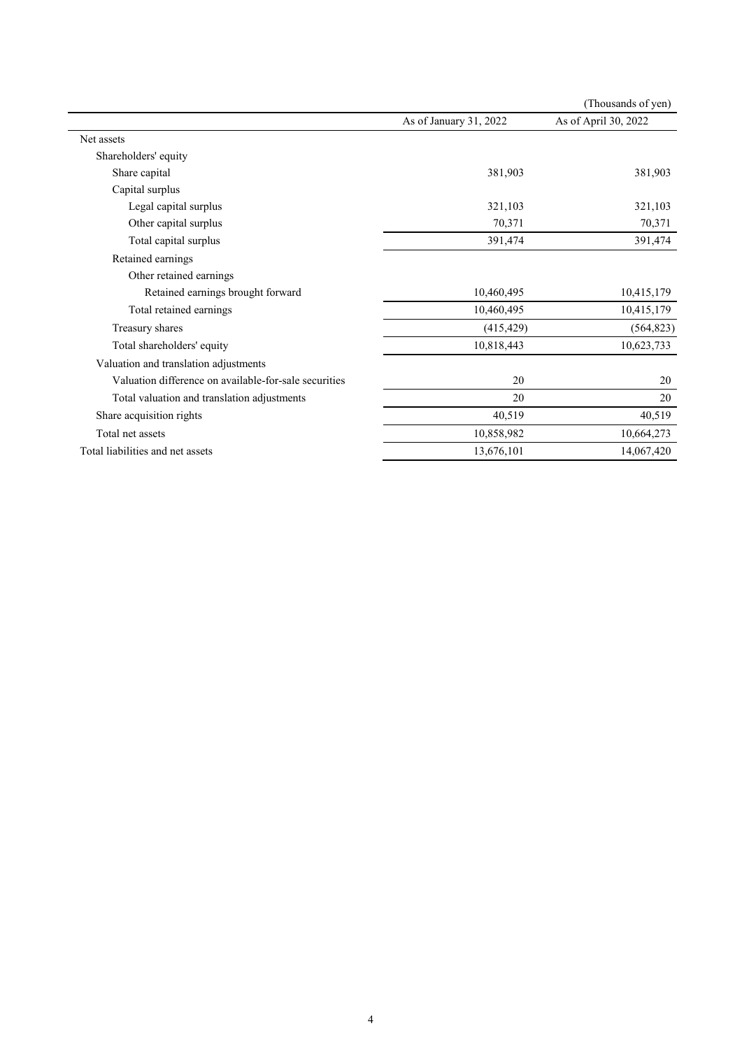(Thousands of yen)

| | As of January 31, 2022 | As of April 30, 2022 |
|---|---|---|
| Net assets | | |
| Shareholders' equity | | |
| Share capital | 381,903 | 381,903 |
| Capital surplus | | |
| Legal capital surplus | 321,103 | 321,103 |
| Other capital surplus | 70,371 | 70,371 |
| Total capital surplus | 391,474 | 391,474 |
| Retained earnings | | |
| Other retained earnings | | |
| Retained earnings brought forward | 10,460,495 | 10,415,179 |
| Total retained earnings | 10,460,495 | 10,415,179 |
| Treasury shares | (415,429) | (564,823) |
| Total shareholders' equity | 10,818,443 | 10,623,733 |
| Valuation and translation adjustments | | |
| Valuation difference on available-for-sale securities | 20 | 20 |
| Total valuation and translation adjustments | 20 | 20 |
| Share acquisition rights | 40,519 | 40,519 |
| Total net assets | 10,858,982 | 10,664,273 |
| Total liabilities and net assets | 13,676,101 | 14,067,420 |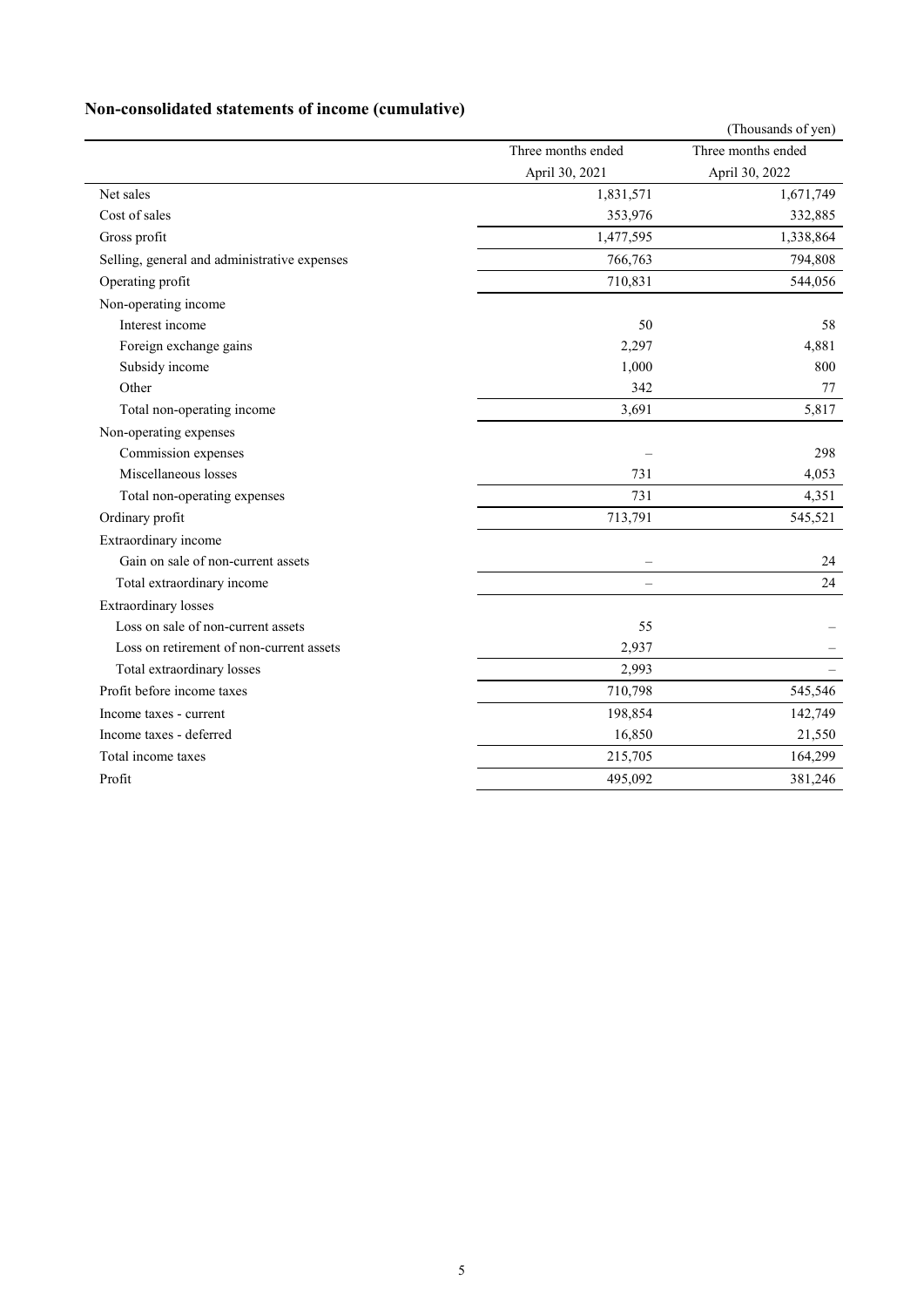## Non-consolidated statements of income (cumulative)

(Thousands of yen)

| | Three months ended April 30, 2021 | Three months ended April 30, 2022 |
|---|---|---|
| Net sales | 1,831,571 | 1,671,749 |
| Cost of sales | 353,976 | 332,885 |
| Gross profit | 1,477,595 | 1,338,864 |
| Selling, general and administrative expenses | 766,763 | 794,808 |
| Operating profit | 710,831 | 544,056 |
| Non-operating income | | |
| Interest income | 50 | 58 |
| Foreign exchange gains | 2,297 | 4,881 |
| Subsidy income | 1,000 | 800 |
| Other | 342 | 77 |
| Total non-operating income | 3,691 | 5,817 |
| Non-operating expenses | | |
| Commission expenses | – | 298 |
| Miscellaneous losses | 731 | 4,053 |
| Total non-operating expenses | 731 | 4,351 |
| Ordinary profit | 713,791 | 545,521 |
| Extraordinary income | | |
| Gain on sale of non-current assets | – | 24 |
| Total extraordinary income | – | 24 |
| Extraordinary losses | | |
| Loss on sale of non-current assets | 55 | – |
| Loss on retirement of non-current assets | 2,937 | – |
| Total extraordinary losses | 2,993 | – |
| Profit before income taxes | 710,798 | 545,546 |
| Income taxes - current | 198,854 | 142,749 |
| Income taxes - deferred | 16,850 | 21,550 |
| Total income taxes | 215,705 | 164,299 |
| Profit | 495,092 | 381,246 |